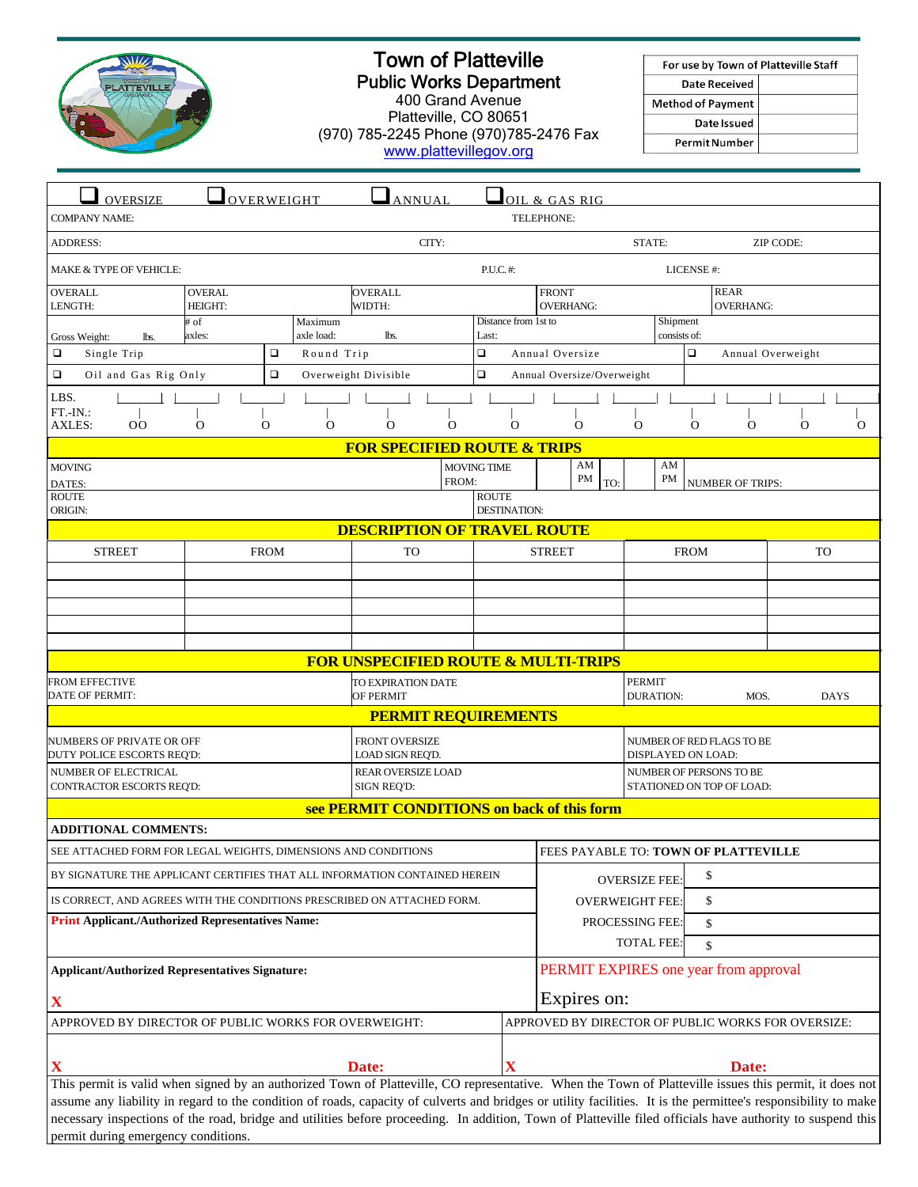# Town of Platteville

## Public Works Department

400 Grand Avenue
Platteville, CO 80651
(970) 785-2245 Phone (970)785-2476 Fax
www.plattevillegov.org

| For use by Town of Platteville Staff | |
|---|---|
| Date Received | |
| Method of Payment | |
| Date Issued | |
| Permit Number | |

❑ OVERSIZE ❑ OVERWEIGHT ❑ ANNUAL ❑ OIL & GAS RIG

COMPANY NAME: TELEPHONE:

ADDRESS: CITY: STATE: ZIP CODE:

MAKE & TYPE OF VEHICLE: P.U.C. #: LICENSE #:

| OVERALL LENGTH: | OVERAL HEIGHT: | OVERALL WIDTH: | FRONT OVERHANG: | REAR OVERHANG: |
|---|---|---|---|---|

| Gross Weight: lbs. | # of axles: | Maximum axle load: lbs. | Distance from 1st to Last: | Shipment consists of: |
|---|---|---|---|---|

| ❑ Single Trip | ❑ Round Trip | ❑ Annual Oversize | ❑ Annual Overweight |
|---|---|---|---|
| ❑ Oil and Gas Rig Only | ❑ Overweight Divisible | ❑ Annual Oversize/Overweight | |

LBS.
FT.-IN.:
AXLES: OO O O O O O O O O O O O O

## FOR SPECIFIED ROUTE & TRIPS

| MOVING DATES: | MOVING TIME FROM: AM PM TO: AM PM | NUMBER OF TRIPS: |
|---|---|---|
| ROUTE ORIGIN: | ROUTE DESTINATION: | |

## DESCRIPTION OF TRAVEL ROUTE

| STREET | FROM | TO | STREET | FROM | TO |
|---|---|---|---|---|---|
| | | | | | |
| | | | | | |
| | | | | | |
| | | | | | |
| | | | | | |

## FOR UNSPECIFIED ROUTE & MULTI-TRIPS

| FROM EFFECTIVE DATE OF PERMIT: | TO EXPIRATION DATE OF PERMIT | PERMIT DURATION: MOS. DAYS |
|---|---|---|

## PERMIT REQUIREMENTS

| NUMBERS OF PRIVATE OR OFF DUTY POLICE ESCORTS REQ'D: | FRONT OVERSIZE LOAD SIGN REQ'D. | NUMBER OF RED FLAGS TO BE DISPLAYED ON LOAD: |
|---|---|---|
| NUMBER OF ELECTRICAL CONTRACTOR ESCORTS REQ'D: | REAR OVERSIZE LOAD SIGN REQ'D: | NUMBER OF PERSONS TO BE STATIONED ON TOP OF LOAD: |

## see PERMIT CONDITIONS on back of this form

**ADDITIONAL COMMENTS:**

SEE ATTACHED FORM FOR LEGAL WEIGHTS, DIMENSIONS AND CONDITIONS

BY SIGNATURE THE APPLICANT CERTIFIES THAT ALL INFORMATION CONTAINED HEREIN IS CORRECT, AND AGREES WITH THE CONDITIONS PRESCRIBED ON ATTACHED FORM.

FEES PAYABLE TO: **TOWN OF PLATTEVILLE**

| | |
|---|---|
| OVERSIZE FEE: | $ |
| OVERWEIGHT FEE: | $ |
| PROCESSING FEE: | $ |
| TOTAL FEE: | $ |

**Print Applicant./Authorized Representatives Name:**

**Applicant/Authorized Representatives Signature:**

**X**

PERMIT EXPIRES one year from approval

Expires on:

| APPROVED BY DIRECTOR OF PUBLIC WORKS FOR OVERWEIGHT: | APPROVED BY DIRECTOR OF PUBLIC WORKS FOR OVERSIZE: |
|---|---|
| **X** **Date:** | **X** **Date:** |

This permit is valid when signed by an authorized Town of Platteville, CO representative. When the Town of Platteville issues this permit, it does not assume any liability in regard to the condition of roads, capacity of culverts and bridges or utility facilities. It is the permittee's responsibility to make necessary inspections of the road, bridge and utilities before proceeding. In addition, Town of Platteville filed officials have authority to suspend this permit during emergency conditions.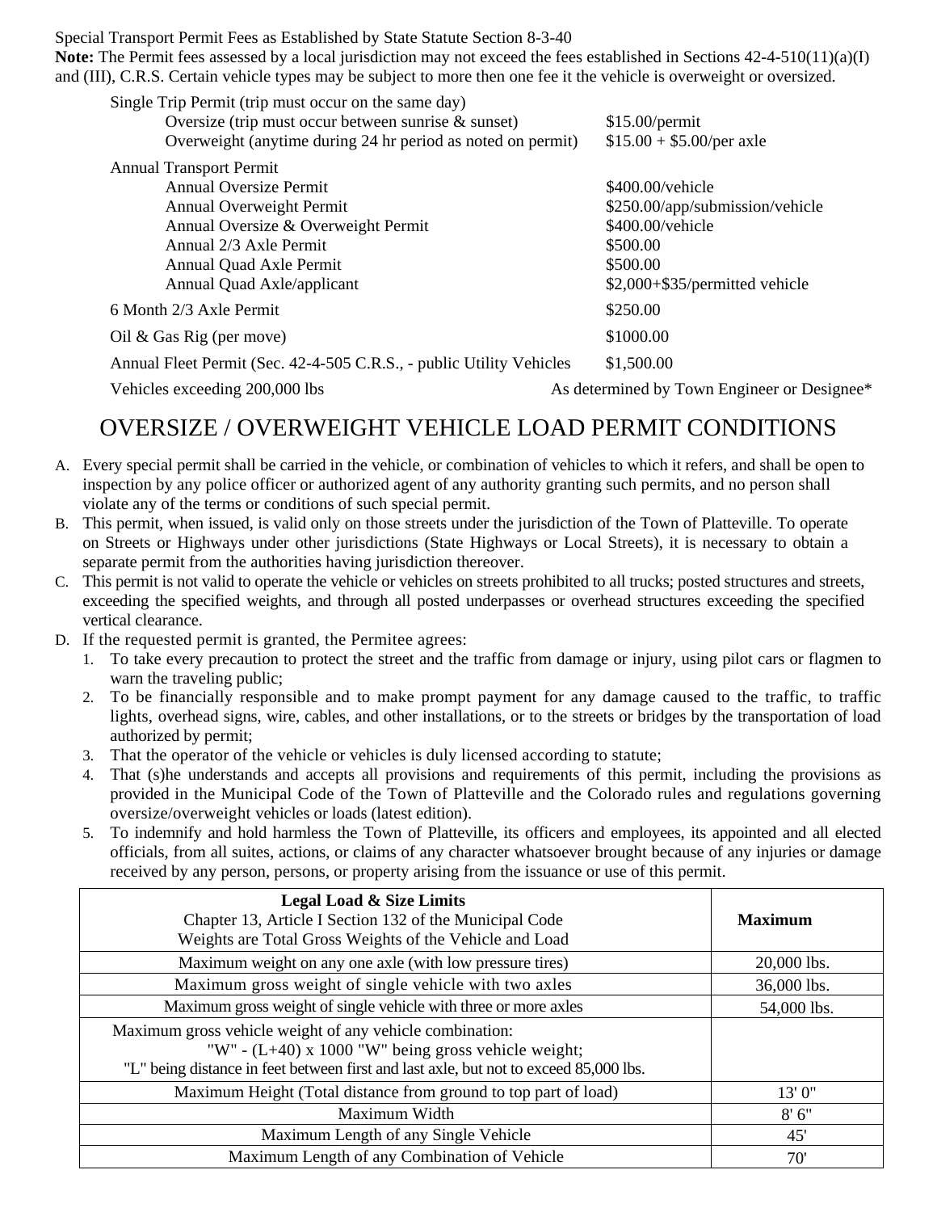Special Transport Permit Fees as Established by State Statute Section 8-3-40

**Note:** The Permit fees assessed by a local jurisdiction may not exceed the fees established in Sections 42-4-510(11)(a)(I) and (III), C.R.S. Certain vehicle types may be subject to more then one fee it the vehicle is overweight or oversized.

| | |
|---|---|
| Single Trip Permit (trip must occur on the same day) | |
| Oversize (trip must occur between sunrise & sunset) | $15.00/permit |
| Overweight (anytime during 24 hr period as noted on permit) | $15.00 + $5.00/per axle |
| Annual Transport Permit | |
| Annual Oversize Permit | $400.00/vehicle |
| Annual Overweight Permit | $250.00/app/submission/vehicle |
| Annual Oversize & Overweight Permit | $400.00/vehicle |
| Annual 2/3 Axle Permit | $500.00 |
| Annual Quad Axle Permit | $500.00 |
| Annual Quad Axle/applicant | $2,000+$35/permitted vehicle |
| 6 Month 2/3 Axle Permit | $250.00 |
| Oil & Gas Rig (per move) | $1000.00 |
| Annual Fleet Permit (Sec. 42-4-505 C.R.S., - public Utility Vehicles | $1,500.00 |
| Vehicles exceeding 200,000 lbs | As determined by Town Engineer or Designee* |

# OVERSIZE / OVERWEIGHT VEHICLE LOAD PERMIT CONDITIONS

A. Every special permit shall be carried in the vehicle, or combination of vehicles to which it refers, and shall be open to inspection by any police officer or authorized agent of any authority granting such permits, and no person shall violate any of the terms or conditions of such special permit.

B. This permit, when issued, is valid only on those streets under the jurisdiction of the Town of Platteville. To operate on Streets or Highways under other jurisdictions (State Highways or Local Streets), it is necessary to obtain a separate permit from the authorities having jurisdiction thereover.

C. This permit is not valid to operate the vehicle or vehicles on streets prohibited to all trucks; posted structures and streets, exceeding the specified weights, and through all posted underpasses or overhead structures exceeding the specified vertical clearance.

D. If the requested permit is granted, the Permitee agrees:
   1. To take every precaution to protect the street and the traffic from damage or injury, using pilot cars or flagmen to warn the traveling public;
   2. To be financially responsible and to make prompt payment for any damage caused to the traffic, to traffic lights, overhead signs, wire, cables, and other installations, or to the streets or bridges by the transportation of load authorized by permit;
   3. That the operator of the vehicle or vehicles is duly licensed according to statute;
   4. That (s)he understands and accepts all provisions and requirements of this permit, including the provisions as provided in the Municipal Code of the Town of Platteville and the Colorado rules and regulations governing oversize/overweight vehicles or loads (latest edition).
   5. To indemnify and hold harmless the Town of Platteville, its officers and employees, its appointed and all elected officials, from all suites, actions, or claims of any character whatsoever brought because of any injuries or damage received by any person, persons, or property arising from the issuance or use of this permit.

| **Legal Load & Size Limits**<br>Chapter 13, Article I Section 132 of the Municipal Code<br>Weights are Total Gross Weights of the Vehicle and Load | **Maximum** |
|---|---|
| Maximum weight on any one axle (with low pressure tires) | 20,000 lbs. |
| Maximum gross weight of single vehicle with two axles | 36,000 lbs. |
| Maximum gross weight of single vehicle with three or more axles | 54,000 lbs. |
| Maximum gross vehicle weight of any vehicle combination:<br>"W" - (L+40) x 1000 "W" being gross vehicle weight;<br>"L" being distance in feet between first and last axle, but not to exceed 85,000 lbs. | |
| Maximum Height (Total distance from ground to top part of load) | 13' 0" |
| Maximum Width | 8' 6" |
| Maximum Length of any Single Vehicle | 45' |
| Maximum Length of any Combination of Vehicle | 70' |